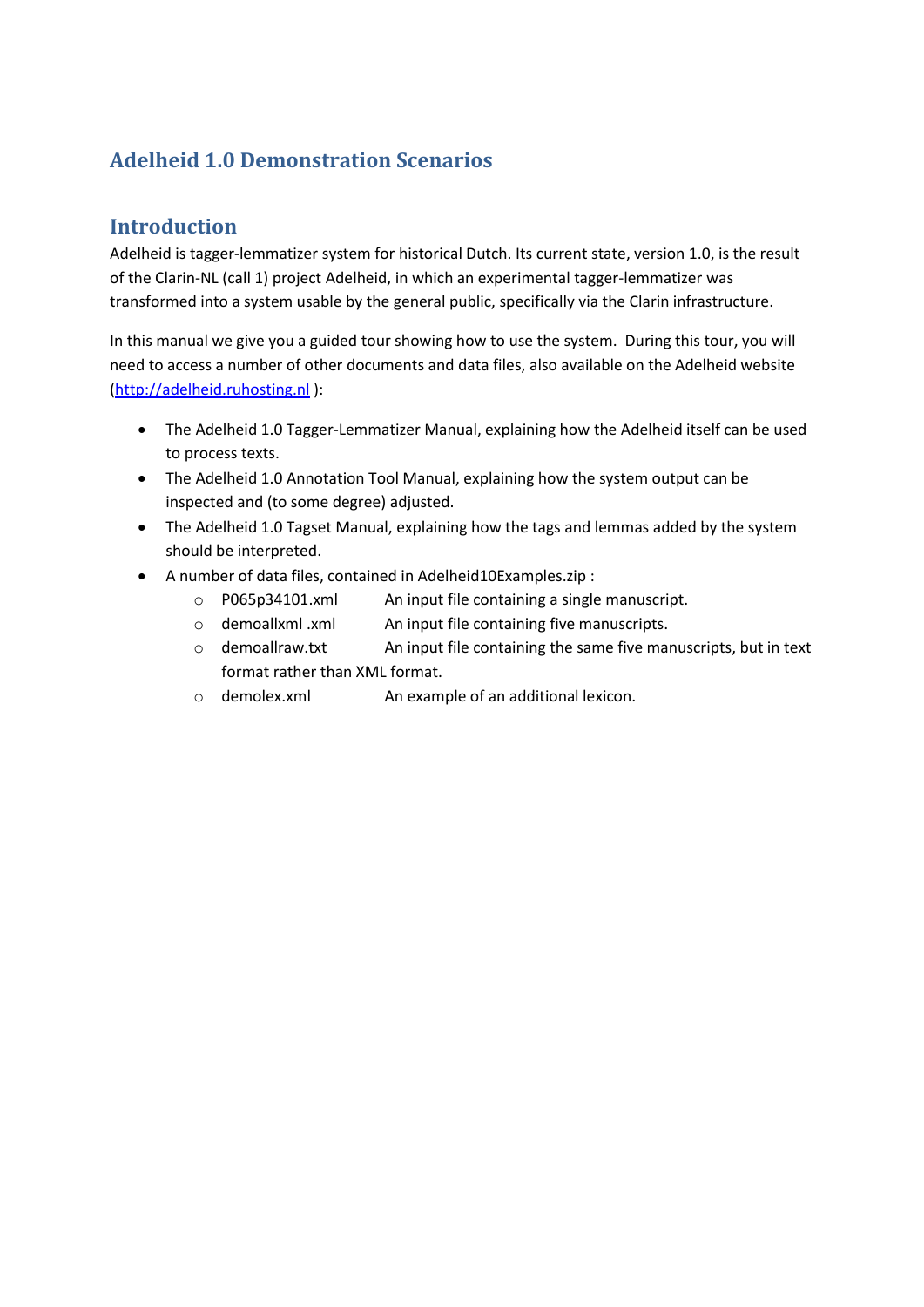# Adelheid 1.0 Demonstration Scenarios

## Introduction

Adelheid is tagger-lemmatizer system for historical Dutch. Its current state, version 1.0, is the result of the Clarin-NL (call 1) project Adelheid, in which an experimental tagger-lemmatizer was transformed into a system usable by the general public, specifically via the Clarin infrastructure.

In this manual we give you a guided tour showing how to use the system. During this tour, you will need to access a number of other documents and data files, also available on the Adelheid website ([http://adelheid.ruhosting.nl](http://adelheid.ruhosting.nl) ):

- The Adelheid 1.0 Tagger-Lemmatizer Manual, explaining how the Adelheid itself can be used to process texts.
- The Adelheid 1.0 Annotation Tool Manual, explaining how the system output can be inspected and (to some degree) adjusted.
- The Adelheid 1.0 Tagset Manual, explaining how the tags and lemmas added by the system should be interpreted.
- A number of data files, contained in Adelheid10Examples.zip :
  - P065p34101.xml An input file containing a single manuscript.
  - demoallxml .xml An input file containing five manuscripts.
  - demoallraw.txt An input file containing the same five manuscripts, but in text format rather than XML format.
  - demolex.xml An example of an additional lexicon.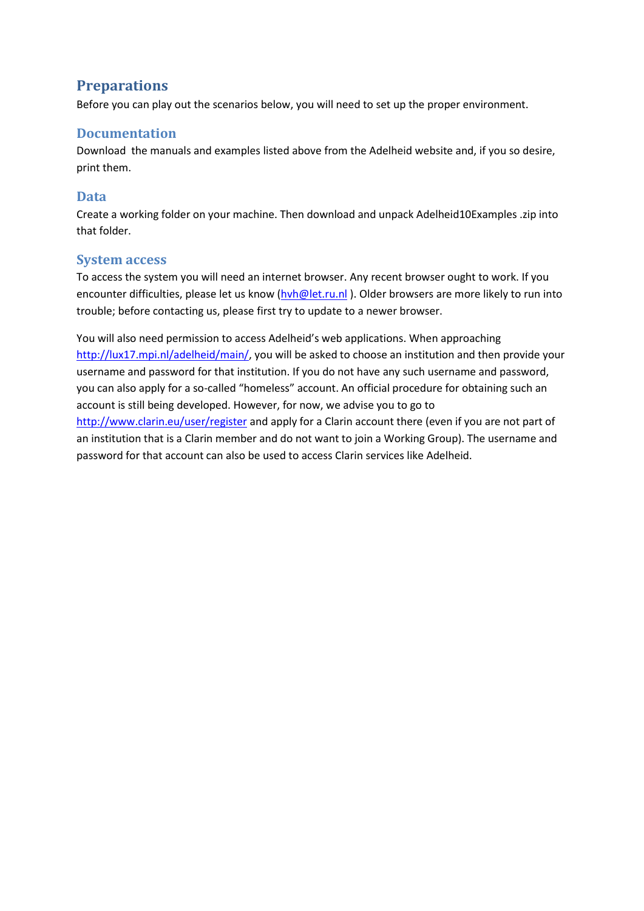## Preparations

Before you can play out the scenarios below, you will need to set up the proper environment.

### Documentation

Download the manuals and examples listed above from the Adelheid website and, if you so desire, print them.

### Data

Create a working folder on your machine. Then download and unpack Adelheid10Examples .zip into that folder.

### System access

To access the system you will need an internet browser. Any recent browser ought to work. If you encounter difficulties, please let us know (hvh@let.ru.nl ). Older browsers are more likely to run into trouble; before contacting us, please first try to update to a newer browser.

You will also need permission to access Adelheid's web applications. When approaching http://lux17.mpi.nl/adelheid/main/, you will be asked to choose an institution and then provide your username and password for that institution. If you do not have any such username and password, you can also apply for a so-called "homeless" account. An official procedure for obtaining such an account is still being developed. However, for now, we advise you to go to http://www.clarin.eu/user/register and apply for a Clarin account there (even if you are not part of an institution that is a Clarin member and do not want to join a Working Group). The username and password for that account can also be used to access Clarin services like Adelheid.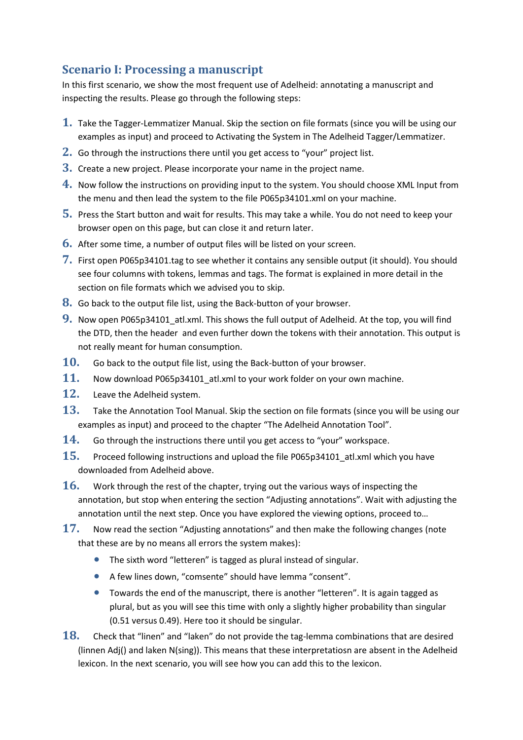## Scenario I: Processing a manuscript

In this first scenario, we show the most frequent use of Adelheid: annotating a manuscript and inspecting the results. Please go through the following steps:

1. Take the Tagger-Lemmatizer Manual. Skip the section on file formats (since you will be using our examples as input) and proceed to Activating the System in The Adelheid Tagger/Lemmatizer.
2. Go through the instructions there until you get access to "your" project list.
3. Create a new project. Please incorporate your name in the project name.
4. Now follow the instructions on providing input to the system. You should choose XML Input from the menu and then lead the system to the file P065p34101.xml on your machine.
5. Press the Start button and wait for results. This may take a while. You do not need to keep your browser open on this page, but can close it and return later.
6. After some time, a number of output files will be listed on your screen.
7. First open P065p34101.tag to see whether it contains any sensible output (it should). You should see four columns with tokens, lemmas and tags. The format is explained in more detail in the section on file formats which we advised you to skip.
8. Go back to the output file list, using the Back-button of your browser.
9. Now open P065p34101_atl.xml. This shows the full output of Adelheid. At the top, you will find the DTD, then the header and even further down the tokens with their annotation. This output is not really meant for human consumption.
10. Go back to the output file list, using the Back-button of your browser.
11. Now download P065p34101_atl.xml to your work folder on your own machine.
12. Leave the Adelheid system.
13. Take the Annotation Tool Manual. Skip the section on file formats (since you will be using our examples as input) and proceed to the chapter "The Adelheid Annotation Tool".
14. Go through the instructions there until you get access to "your" workspace.
15. Proceed following instructions and upload the file P065p34101_atl.xml which you have downloaded from Adelheid above.
16. Work through the rest of the chapter, trying out the various ways of inspecting the annotation, but stop when entering the section "Adjusting annotations". Wait with adjusting the annotation until the next step. Once you have explored the viewing options, proceed to…
17. Now read the section "Adjusting annotations" and then make the following changes (note that these are by no means all errors the system makes):
    - The sixth word "letteren" is tagged as plural instead of singular.
    - A few lines down, "comsente" should have lemma "consent".
    - Towards the end of the manuscript, there is another "letteren". It is again tagged as plural, but as you will see this time with only a slightly higher probability than singular (0.51 versus 0.49). Here too it should be singular.
18. Check that "linen" and "laken" do not provide the tag-lemma combinations that are desired (linnen Adj() and laken N(sing)). This means that these interpretatiosn are absent in the Adelheid lexicon. In the next scenario, you will see how you can add this to the lexicon.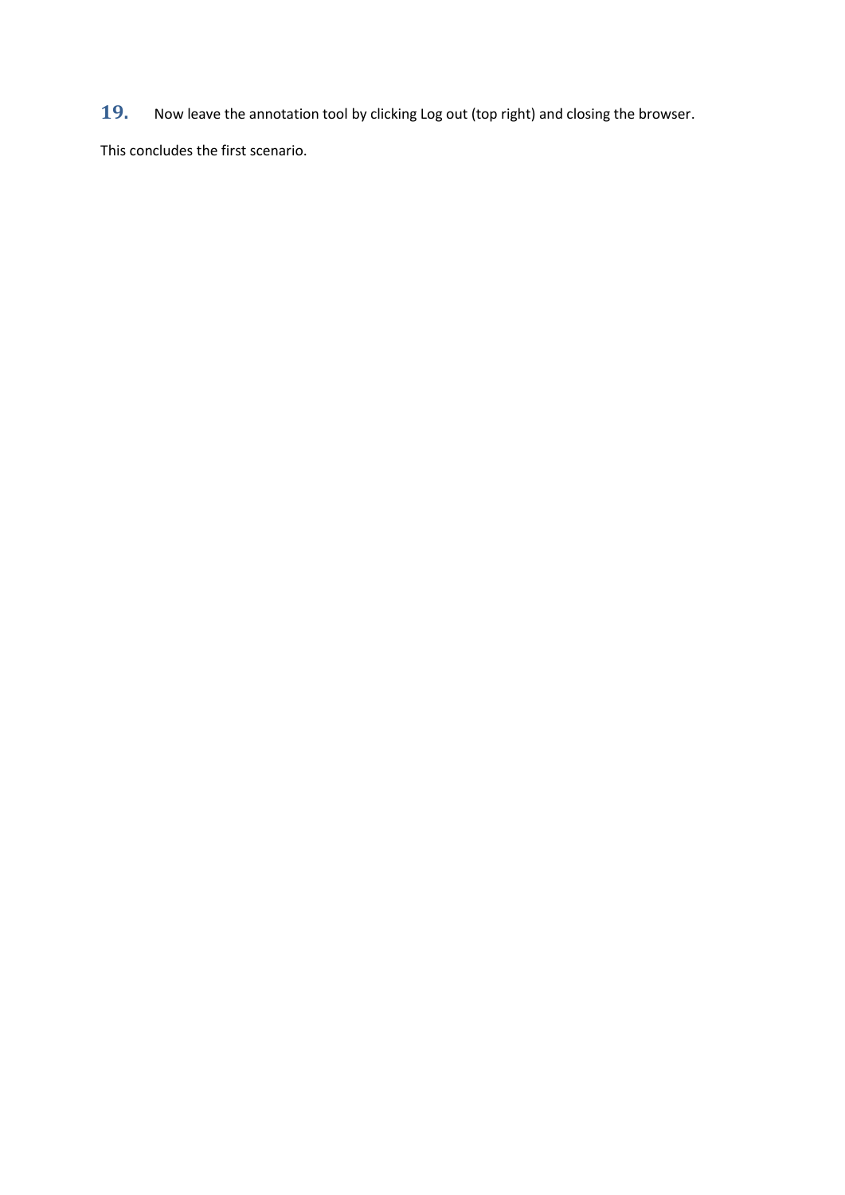**19.** Now leave the annotation tool by clicking Log out (top right) and closing the browser.

This concludes the first scenario.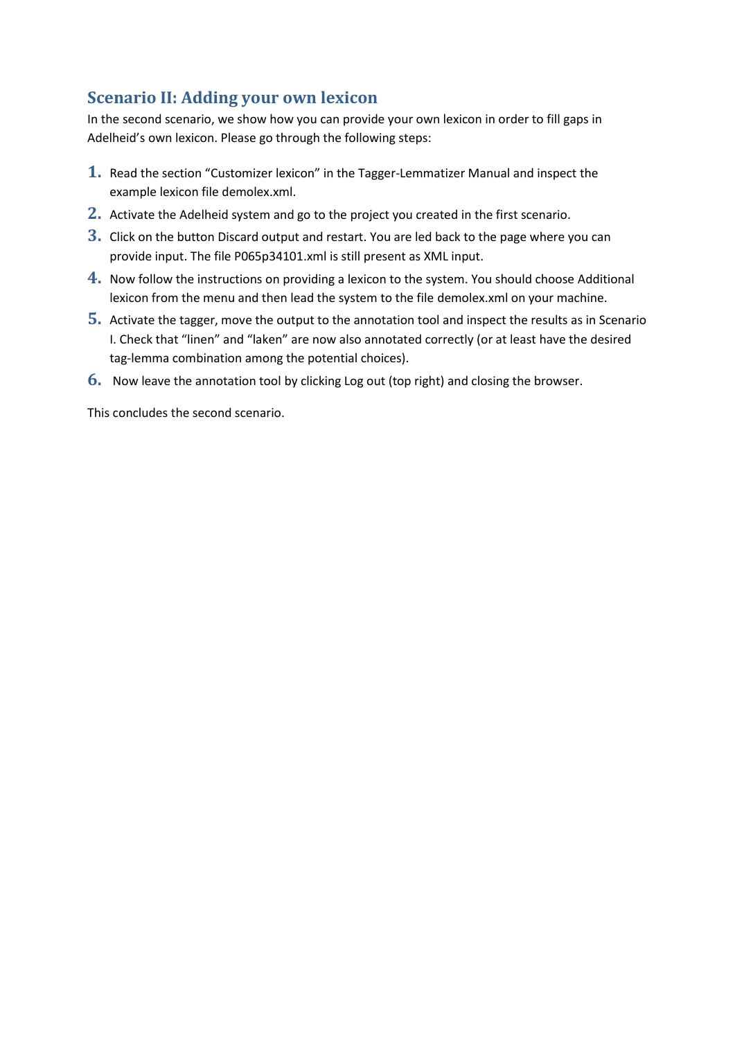## Scenario II: Adding your own lexicon

In the second scenario, we show how you can provide your own lexicon in order to fill gaps in Adelheid's own lexicon. Please go through the following steps:

1. Read the section "Customizer lexicon" in the Tagger-Lemmatizer Manual and inspect the example lexicon file demolex.xml.
2. Activate the Adelheid system and go to the project you created in the first scenario.
3. Click on the button Discard output and restart. You are led back to the page where you can provide input. The file P065p34101.xml is still present as XML input.
4. Now follow the instructions on providing a lexicon to the system. You should choose Additional lexicon from the menu and then lead the system to the file demolex.xml on your machine.
5. Activate the tagger, move the output to the annotation tool and inspect the results as in Scenario I. Check that "linen" and "laken" are now also annotated correctly (or at least have the desired tag-lemma combination among the potential choices).
6. Now leave the annotation tool by clicking Log out (top right) and closing the browser.

This concludes the second scenario.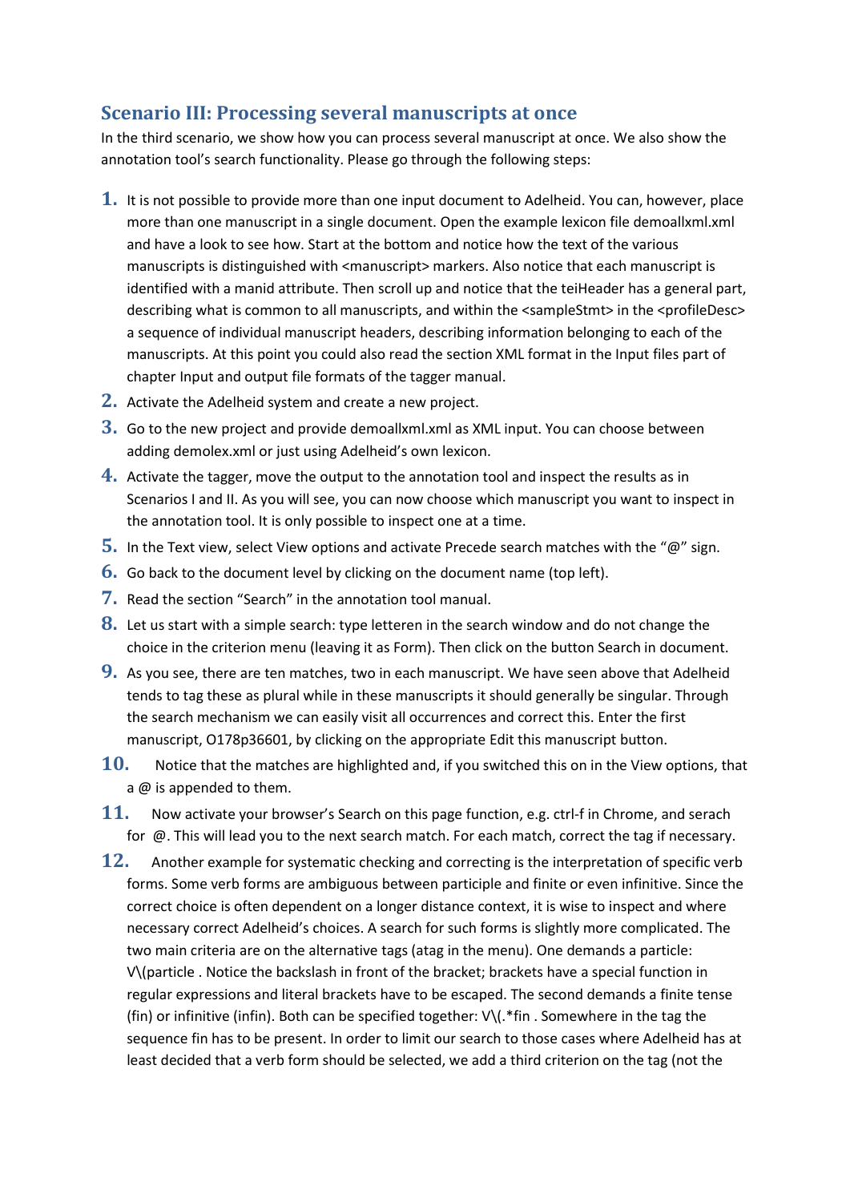## Scenario III: Processing several manuscripts at once

In the third scenario, we show how you can process several manuscript at once. We also show the annotation tool's search functionality. Please go through the following steps:

1. It is not possible to provide more than one input document to Adelheid. You can, however, place more than one manuscript in a single document. Open the example lexicon file demoallxml.xml and have a look to see how. Start at the bottom and notice how the text of the various manuscripts is distinguished with <manuscript> markers. Also notice that each manuscript is identified with a manid attribute. Then scroll up and notice that the teiHeader has a general part, describing what is common to all manuscripts, and within the <sampleStmt> in the <profileDesc> a sequence of individual manuscript headers, describing information belonging to each of the manuscripts. At this point you could also read the section XML format in the Input files part of chapter Input and output file formats of the tagger manual.
2. Activate the Adelheid system and create a new project.
3. Go to the new project and provide demoallxml.xml as XML input. You can choose between adding demolex.xml or just using Adelheid's own lexicon.
4. Activate the tagger, move the output to the annotation tool and inspect the results as in Scenarios I and II. As you will see, you can now choose which manuscript you want to inspect in the annotation tool. It is only possible to inspect one at a time.
5. In the Text view, select View options and activate Precede search matches with the "@" sign.
6. Go back to the document level by clicking on the document name (top left).
7. Read the section "Search" in the annotation tool manual.
8. Let us start with a simple search: type letteren in the search window and do not change the choice in the criterion menu (leaving it as Form). Then click on the button Search in document.
9. As you see, there are ten matches, two in each manuscript. We have seen above that Adelheid tends to tag these as plural while in these manuscripts it should generally be singular. Through the search mechanism we can easily visit all occurrences and correct this. Enter the first manuscript, O178p36601, by clicking on the appropriate Edit this manuscript button.
10. Notice that the matches are highlighted and, if you switched this on in the View options, that a @ is appended to them.
11. Now activate your browser's Search on this page function, e.g. ctrl-f in Chrome, and serach for @. This will lead you to the next search match. For each match, correct the tag if necessary.
12. Another example for systematic checking and correcting is the interpretation of specific verb forms. Some verb forms are ambiguous between participle and finite or even infinitive. Since the correct choice is often dependent on a longer distance context, it is wise to inspect and where necessary correct Adelheid's choices. A search for such forms is slightly more complicated. The two main criteria are on the alternative tags (atag in the menu). One demands a particle: V\(particle . Notice the backslash in front of the bracket; brackets have a special function in regular expressions and literal brackets have to be escaped. The second demands a finite tense (fin) or infinitive (infin). Both can be specified together: V\(.*fin . Somewhere in the tag the sequence fin has to be present. In order to limit our search to those cases where Adelheid has at least decided that a verb form should be selected, we add a third criterion on the tag (not the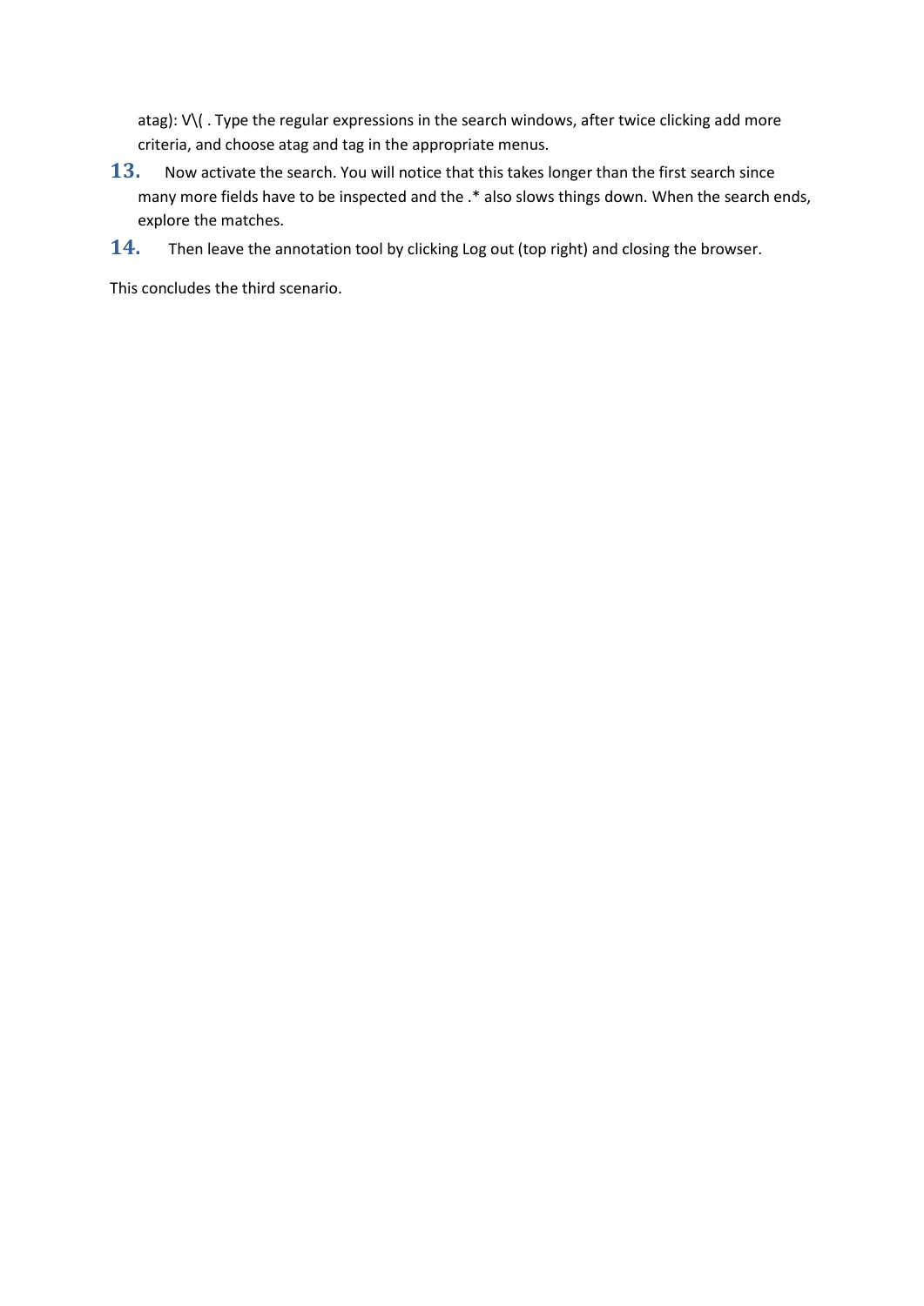atag): V\( . Type the regular expressions in the search windows, after twice clicking add more criteria, and choose atag and tag in the appropriate menus.

13. Now activate the search. You will notice that this takes longer than the first search since many more fields have to be inspected and the .* also slows things down. When the search ends, explore the matches.

14. Then leave the annotation tool by clicking Log out (top right) and closing the browser.

This concludes the third scenario.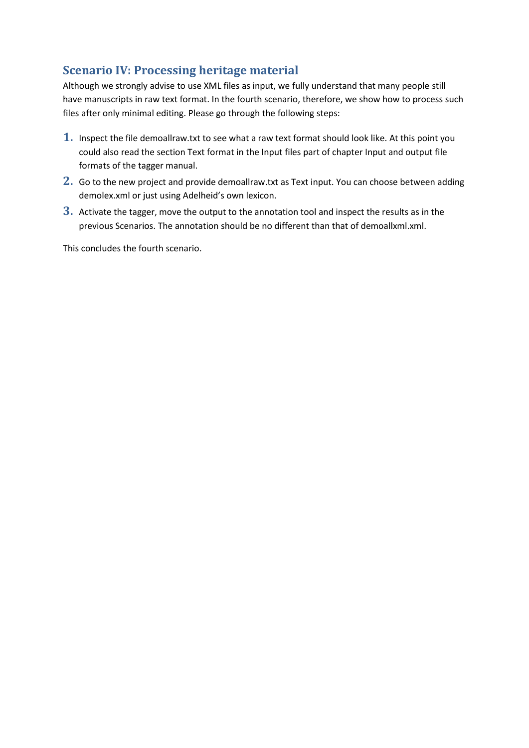## Scenario IV: Processing heritage material

Although we strongly advise to use XML files as input, we fully understand that many people still have manuscripts in raw text format. In the fourth scenario, therefore, we show how to process such files after only minimal editing. Please go through the following steps:

1. Inspect the file demoallraw.txt to see what a raw text format should look like. At this point you could also read the section Text format in the Input files part of chapter Input and output file formats of the tagger manual.
2. Go to the new project and provide demoallraw.txt as Text input. You can choose between adding demolex.xml or just using Adelheid's own lexicon.
3. Activate the tagger, move the output to the annotation tool and inspect the results as in the previous Scenarios. The annotation should be no different than that of demoallxml.xml.

This concludes the fourth scenario.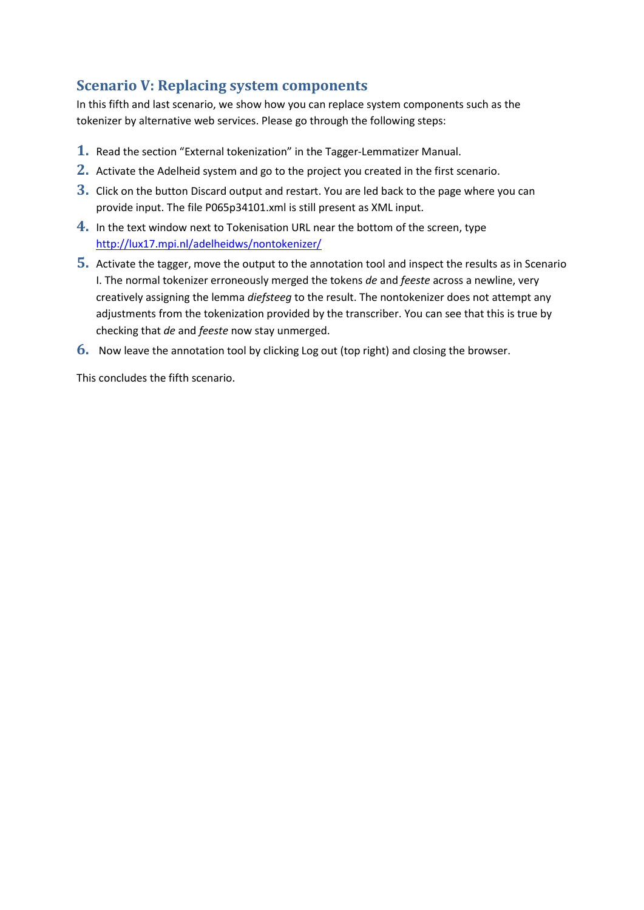## Scenario V: Replacing system components

In this fifth and last scenario, we show how you can replace system components such as the tokenizer by alternative web services. Please go through the following steps:

1. Read the section "External tokenization" in the Tagger-Lemmatizer Manual.
2. Activate the Adelheid system and go to the project you created in the first scenario.
3. Click on the button Discard output and restart. You are led back to the page where you can provide input. The file P065p34101.xml is still present as XML input.
4. In the text window next to Tokenisation URL near the bottom of the screen, type http://lux17.mpi.nl/adelheidws/nontokenizer/
5. Activate the tagger, move the output to the annotation tool and inspect the results as in Scenario I. The normal tokenizer erroneously merged the tokens *de* and *feeste* across a newline, very creatively assigning the lemma *diefsteeg* to the result. The nontokenizer does not attempt any adjustments from the tokenization provided by the transcriber. You can see that this is true by checking that *de* and *feeste* now stay unmerged.
6. Now leave the annotation tool by clicking Log out (top right) and closing the browser.

This concludes the fifth scenario.